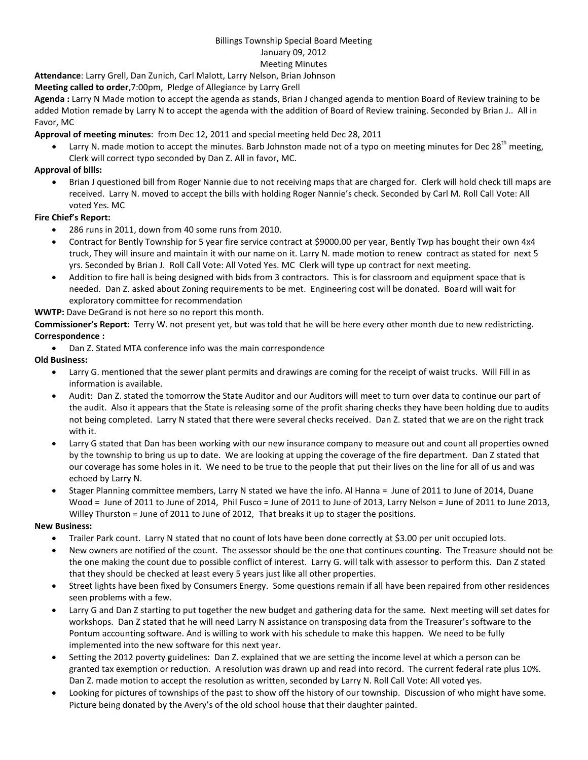Billings Township Special Board Meeting
January 09, 2012
Meeting Minutes

**Attendance**: Larry Grell, Dan Zunich, Carl Malott, Larry Nelson, Brian Johnson

**Meeting called to order**,7:00pm, Pledge of Allegiance by Larry Grell

**Agenda :** Larry N Made motion to accept the agenda as stands, Brian J changed agenda to mention Board of Review training to be added Motion remade by Larry N to accept the agenda with the addition of Board of Review training. Seconded by Brian J.. All in Favor, MC

**Approval of meeting minutes**: from Dec 12, 2011 and special meeting held Dec 28, 2011

- Larry N. made motion to accept the minutes. Barb Johnston made not of a typo on meeting minutes for Dec 28th meeting, Clerk will correct typo seconded by Dan Z. All in favor, MC.

**Approval of bills:**

- Brian J questioned bill from Roger Nannie due to not receiving maps that are charged for. Clerk will hold check till maps are received. Larry N. moved to accept the bills with holding Roger Nannie's check. Seconded by Carl M. Roll Call Vote: All voted Yes. MC

**Fire Chief's Report:**

- 286 runs in 2011, down from 40 some runs from 2010.
- Contract for Bently Township for 5 year fire service contract at $9000.00 per year, Bently Twp has bought their own 4x4 truck, They will insure and maintain it with our name on it. Larry N. made motion to renew contract as stated for next 5 yrs. Seconded by Brian J. Roll Call Vote: All Voted Yes. MC Clerk will type up contract for next meeting.
- Addition to fire hall is being designed with bids from 3 contractors. This is for classroom and equipment space that is needed. Dan Z. asked about Zoning requirements to be met. Engineering cost will be donated. Board will wait for exploratory committee for recommendation

**WWTP:** Dave DeGrand is not here so no report this month.

**Commissioner's Report:** Terry W. not present yet, but was told that he will be here every other month due to new redistricting.

**Correspondence :**

- Dan Z. Stated MTA conference info was the main correspondence

**Old Business:**

- Larry G. mentioned that the sewer plant permits and drawings are coming for the receipt of waist trucks. Will Fill in as information is available.
- Audit: Dan Z. stated the tomorrow the State Auditor and our Auditors will meet to turn over data to continue our part of the audit. Also it appears that the State is releasing some of the profit sharing checks they have been holding due to audits not being completed. Larry N stated that there were several checks received. Dan Z. stated that we are on the right track with it.
- Larry G stated that Dan has been working with our new insurance company to measure out and count all properties owned by the township to bring us up to date. We are looking at upping the coverage of the fire department. Dan Z stated that our coverage has some holes in it. We need to be true to the people that put their lives on the line for all of us and was echoed by Larry N.
- Stager Planning committee members, Larry N stated we have the info. Al Hanna = June of 2011 to June of 2014, Duane Wood = June of 2011 to June of 2014, Phil Fusco = June of 2011 to June of 2013, Larry Nelson = June of 2011 to June 2013, Willey Thurston = June of 2011 to June of 2012, That breaks it up to stager the positions.

**New Business:**

- Trailer Park count. Larry N stated that no count of lots have been done correctly at $3.00 per unit occupied lots.
- New owners are notified of the count. The assessor should be the one that continues counting. The Treasure should not be the one making the count due to possible conflict of interest. Larry G. will talk with assessor to perform this. Dan Z stated that they should be checked at least every 5 years just like all other properties.
- Street lights have been fixed by Consumers Energy. Some questions remain if all have been repaired from other residences seen problems with a few.
- Larry G and Dan Z starting to put together the new budget and gathering data for the same. Next meeting will set dates for workshops. Dan Z stated that he will need Larry N assistance on transposing data from the Treasurer's software to the Pontum accounting software. And is willing to work with his schedule to make this happen. We need to be fully implemented into the new software for this next year.
- Setting the 2012 poverty guidelines: Dan Z. explained that we are setting the income level at which a person can be granted tax exemption or reduction. A resolution was drawn up and read into record. The current federal rate plus 10%. Dan Z. made motion to accept the resolution as written, seconded by Larry N. Roll Call Vote: All voted yes.
- Looking for pictures of townships of the past to show off the history of our township. Discussion of who might have some. Picture being donated by the Avery's of the old school house that their daughter painted.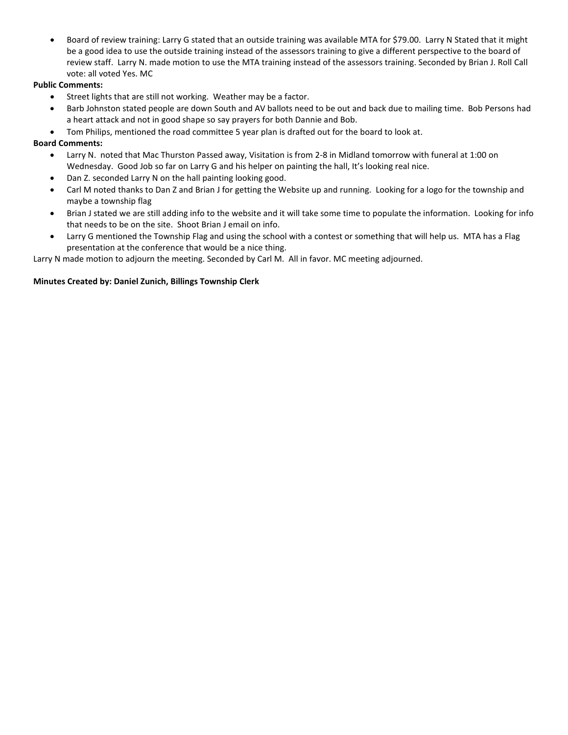- Board of review training: Larry G stated that an outside training was available MTA for $79.00. Larry N Stated that it might be a good idea to use the outside training instead of the assessors training to give a different perspective to the board of review staff. Larry N. made motion to use the MTA training instead of the assessors training. Seconded by Brian J. Roll Call vote: all voted Yes. MC

**Public Comments:**

- Street lights that are still not working. Weather may be a factor.
- Barb Johnston stated people are down South and AV ballots need to be out and back due to mailing time. Bob Persons had a heart attack and not in good shape so say prayers for both Dannie and Bob.
- Tom Philips, mentioned the road committee 5 year plan is drafted out for the board to look at.

**Board Comments:**

- Larry N. noted that Mac Thurston Passed away, Visitation is from 2-8 in Midland tomorrow with funeral at 1:00 on Wednesday. Good Job so far on Larry G and his helper on painting the hall, It's looking real nice.
- Dan Z. seconded Larry N on the hall painting looking good.
- Carl M noted thanks to Dan Z and Brian J for getting the Website up and running. Looking for a logo for the township and maybe a township flag
- Brian J stated we are still adding info to the website and it will take some time to populate the information. Looking for info that needs to be on the site. Shoot Brian J email on info.
- Larry G mentioned the Township Flag and using the school with a contest or something that will help us. MTA has a Flag presentation at the conference that would be a nice thing.

Larry N made motion to adjourn the meeting. Seconded by Carl M. All in favor. MC meeting adjourned.

**Minutes Created by: Daniel Zunich, Billings Township Clerk**